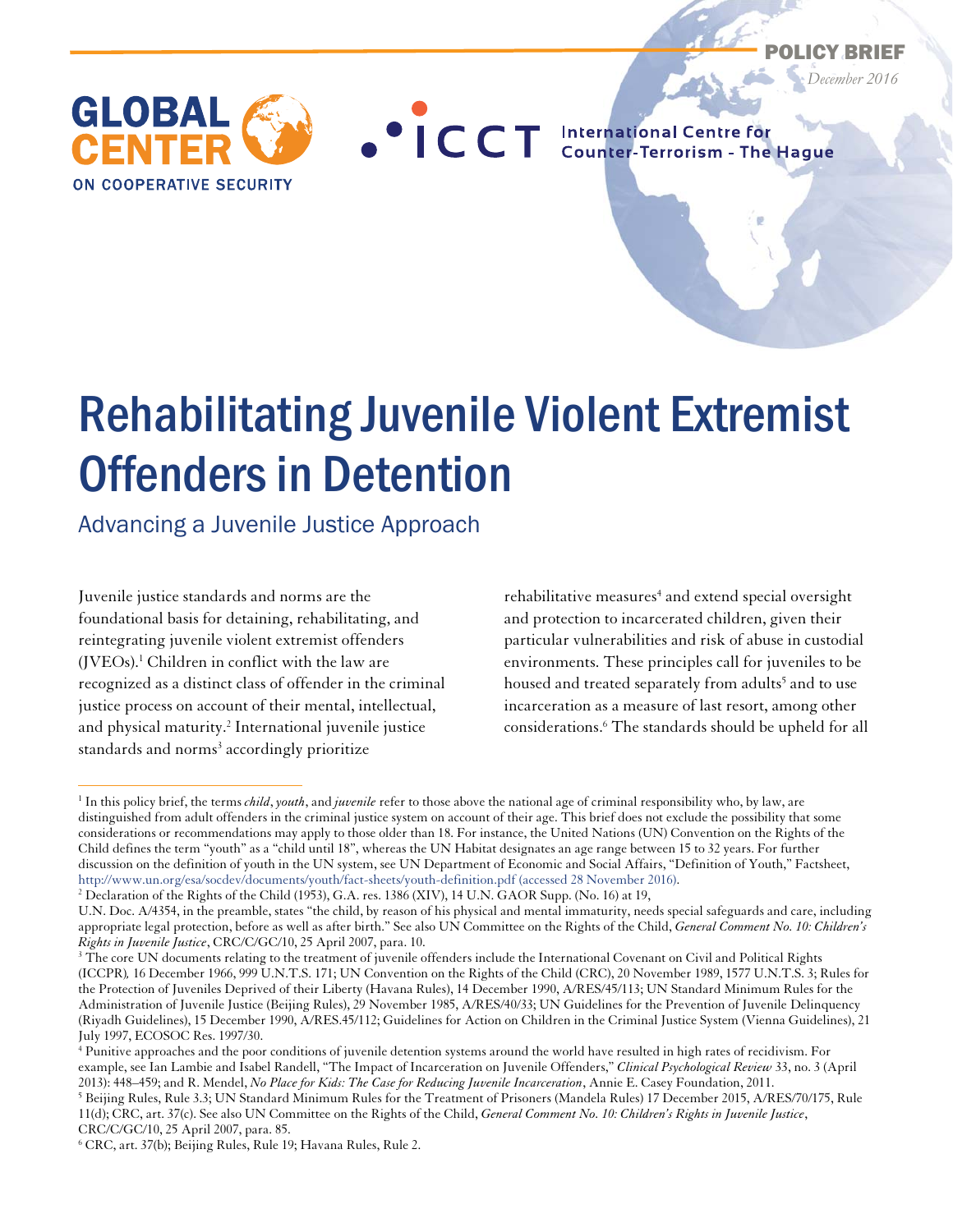POLICY BRIEF

*December 2016*

GLOBAL CENTER ON COOPERATIVE SECURITY

ICCT International Centre for Counter-Terrorism - The Hague

# Rehabilitating Juvenile Violent Extremist Offenders in Detention

## Advancing a Juvenile Justice Approach

Juvenile justice standards and norms are the foundational basis for detaining, rehabilitating, and reintegrating juvenile violent extremist offenders (JVEOs).[1] Children in conflict with the law are recognized as a distinct class of offender in the criminal justice process on account of their mental, intellectual, and physical maturity.[2] International juvenile justice standards and norms[3] accordingly prioritize rehabilitative measures[4] and extend special oversight and protection to incarcerated children, given their particular vulnerabilities and risk of abuse in custodial environments. These principles call for juveniles to be housed and treated separately from adults[5] and to use incarceration as a measure of last resort, among other considerations.[6] The standards should be upheld for all

---

[1] In this policy brief, the terms *child*, *youth*, and *juvenile* refer to those above the national age of criminal responsibility who, by law, are distinguished from adult offenders in the criminal justice system on account of their age. This brief does not exclude the possibility that some considerations or recommendations may apply to those older than 18. For instance, the United Nations (UN) Convention on the Rights of the Child defines the term "youth" as a "child until 18", whereas the UN Habitat designates an age range between 15 to 32 years. For further discussion on the definition of youth in the UN system, see UN Department of Economic and Social Affairs, "Definition of Youth," Factsheet, http://www.un.org/esa/socdev/documents/youth/fact-sheets/youth-definition.pdf (accessed 28 November 2016).

[2] Declaration of the Rights of the Child (1953), G.A. res. 1386 (XIV), 14 U.N. GAOR Supp. (No. 16) at 19, U.N. Doc. A/4354, in the preamble, states "the child, by reason of his physical and mental immaturity, needs special safeguards and care, including appropriate legal protection, before as well as after birth." See also UN Committee on the Rights of the Child, *General Comment No. 10: Children's Rights in Juvenile Justice*, CRC/C/GC/10, 25 April 2007, para. 10.

[3] The core UN documents relating to the treatment of juvenile offenders include the International Covenant on Civil and Political Rights (ICCPR)*,* 16 December 1966, 999 U.N.T.S. 171; UN Convention on the Rights of the Child (CRC), 20 November 1989, 1577 U.N.T.S. 3; Rules for the Protection of Juveniles Deprived of their Liberty (Havana Rules), 14 December 1990, A/RES/45/113; UN Standard Minimum Rules for the Administration of Juvenile Justice (Beijing Rules), 29 November 1985, A/RES/40/33; UN Guidelines for the Prevention of Juvenile Delinquency (Riyadh Guidelines), 15 December 1990, A/RES.45/112; Guidelines for Action on Children in the Criminal Justice System (Vienna Guidelines), 21 July 1997, ECOSOC Res. 1997/30.

[4] Punitive approaches and the poor conditions of juvenile detention systems around the world have resulted in high rates of recidivism. For example, see Ian Lambie and Isabel Randell, "The Impact of Incarceration on Juvenile Offenders," *Clinical Psychological Review* 33, no. 3 (April 2013): 448–459; and R. Mendel, *No Place for Kids: The Case for Reducing Juvenile Incarceration*, Annie E. Casey Foundation, 2011.

[5] Beijing Rules, Rule 3.3; UN Standard Minimum Rules for the Treatment of Prisoners (Mandela Rules) 17 December 2015, A/RES/70/175, Rule 11(d); CRC, art. 37(c). See also UN Committee on the Rights of the Child, *General Comment No. 10: Children's Rights in Juvenile Justice*, CRC/C/GC/10, 25 April 2007, para. 85.

[6] CRC, art. 37(b); Beijing Rules, Rule 19; Havana Rules, Rule 2.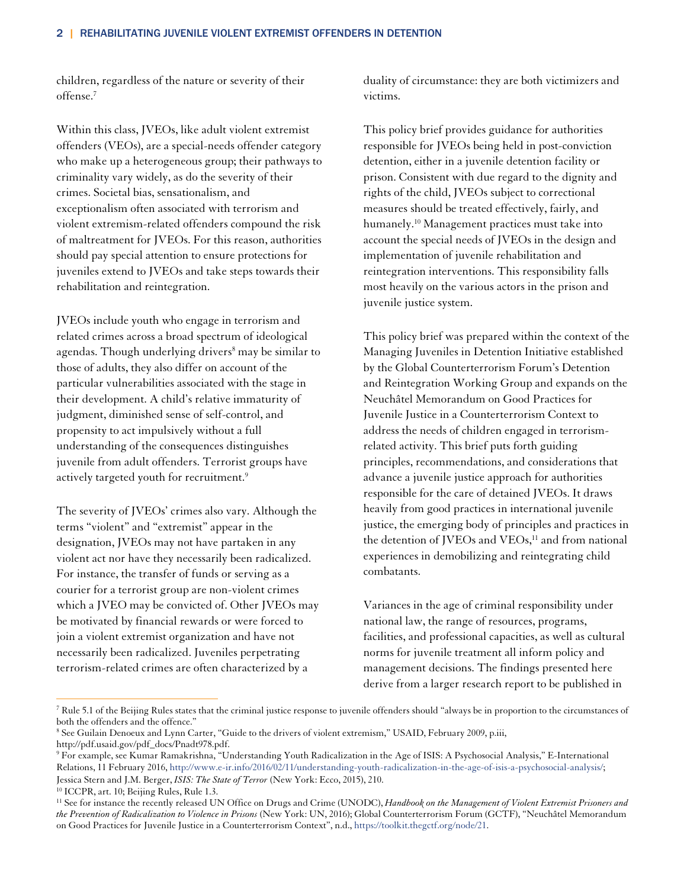children, regardless of the nature or severity of their offense.[7]

Within this class, JVEOs, like adult violent extremist offenders (VEOs), are a special-needs offender category who make up a heterogeneous group; their pathways to criminality vary widely, as do the severity of their crimes. Societal bias, sensationalism, and exceptionalism often associated with terrorism and violent extremism-related offenders compound the risk of maltreatment for JVEOs. For this reason, authorities should pay special attention to ensure protections for juveniles extend to JVEOs and take steps towards their rehabilitation and reintegration.

JVEOs include youth who engage in terrorism and related crimes across a broad spectrum of ideological agendas. Though underlying drivers[8] may be similar to those of adults, they also differ on account of the particular vulnerabilities associated with the stage in their development. A child's relative immaturity of judgment, diminished sense of self-control, and propensity to act impulsively without a full understanding of the consequences distinguishes juvenile from adult offenders. Terrorist groups have actively targeted youth for recruitment.[9]

The severity of JVEOs' crimes also vary. Although the terms "violent" and "extremist" appear in the designation, JVEOs may not have partaken in any violent act nor have they necessarily been radicalized. For instance, the transfer of funds or serving as a courier for a terrorist group are non-violent crimes which a JVEO may be convicted of. Other JVEOs may be motivated by financial rewards or were forced to join a violent extremist organization and have not necessarily been radicalized. Juveniles perpetrating terrorism-related crimes are often characterized by a duality of circumstance: they are both victimizers and victims.

This policy brief provides guidance for authorities responsible for JVEOs being held in post-conviction detention, either in a juvenile detention facility or prison. Consistent with due regard to the dignity and rights of the child, JVEOs subject to correctional measures should be treated effectively, fairly, and humanely.[10] Management practices must take into account the special needs of JVEOs in the design and implementation of juvenile rehabilitation and reintegration interventions. This responsibility falls most heavily on the various actors in the prison and juvenile justice system.

This policy brief was prepared within the context of the Managing Juveniles in Detention Initiative established by the Global Counterterrorism Forum's Detention and Reintegration Working Group and expands on the Neuchâtel Memorandum on Good Practices for Juvenile Justice in a Counterterrorism Context to address the needs of children engaged in terrorism-related activity. This brief puts forth guiding principles, recommendations, and considerations that advance a juvenile justice approach for authorities responsible for the care of detained JVEOs. It draws heavily from good practices in international juvenile justice, the emerging body of principles and practices in the detention of JVEOs and VEOs,[11] and from national experiences in demobilizing and reintegrating child combatants.

Variances in the age of criminal responsibility under national law, the range of resources, programs, facilities, and professional capacities, as well as cultural norms for juvenile treatment all inform policy and management decisions. The findings presented here derive from a larger research report to be published in

---

[7] Rule 5.1 of the Beijing Rules states that the criminal justice response to juvenile offenders should "always be in proportion to the circumstances of both the offenders and the offence."

[8] See Guilain Denoeux and Lynn Carter, "Guide to the drivers of violent extremism," USAID, February 2009, p.iii, http://pdf.usaid.gov/pdf_docs/Pnadt978.pdf.

[9] For example, see Kumar Ramakrishna, "Understanding Youth Radicalization in the Age of ISIS: A Psychosocial Analysis," E-International Relations, 11 February 2016, http://www.e-ir.info/2016/02/11/understanding-youth-radicalization-in-the-age-of-isis-a-psychosocial-analysis/; Jessica Stern and J.M. Berger, *ISIS: The State of Terror* (New York: Ecco, 2015), 210.

[10] ICCPR, art. 10; Beijing Rules, Rule 1.3.

[11] See for instance the recently released UN Office on Drugs and Crime (UNODC), *Handbook on the Management of Violent Extremist Prisoners and the Prevention of Radicalization to Violence in Prisons* (New York: UN, 2016); Global Counterterrorism Forum (GCTF), "Neuchâtel Memorandum on Good Practices for Juvenile Justice in a Counterterrorism Context", n.d., https://toolkit.thegctf.org/node/21.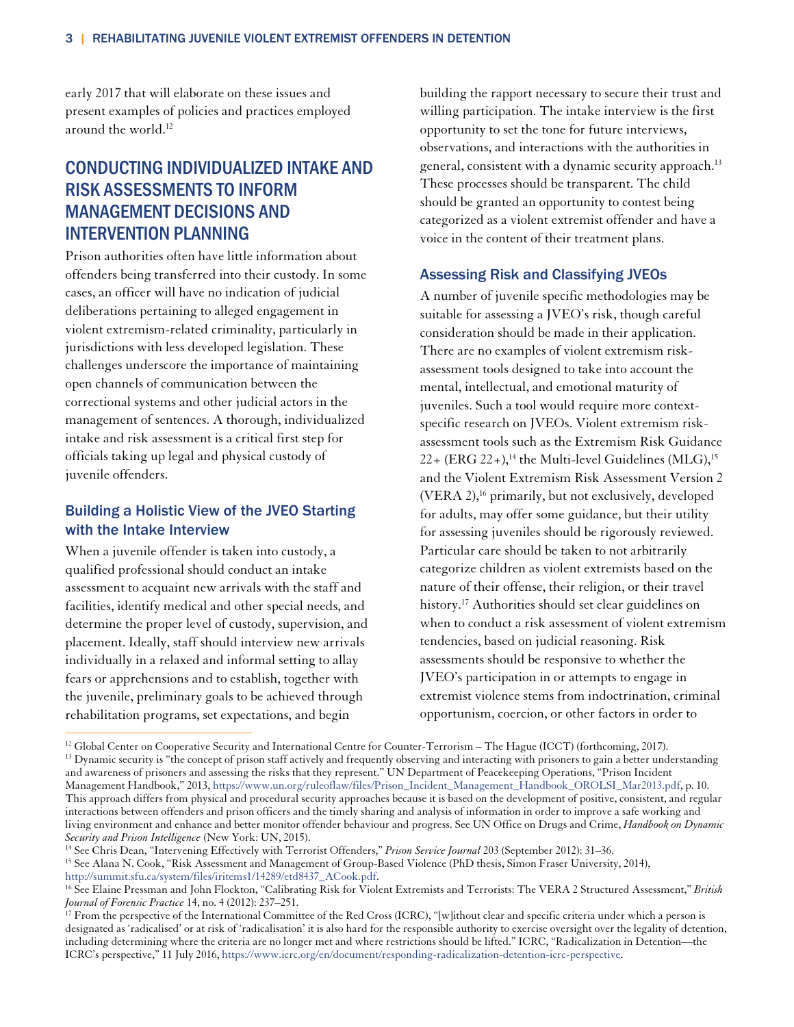early 2017 that will elaborate on these issues and present examples of policies and practices employed around the world.[12]

## CONDUCTING INDIVIDUALIZED INTAKE AND RISK ASSESSMENTS TO INFORM MANAGEMENT DECISIONS AND INTERVENTION PLANNING

Prison authorities often have little information about offenders being transferred into their custody. In some cases, an officer will have no indication of judicial deliberations pertaining to alleged engagement in violent extremism-related criminality, particularly in jurisdictions with less developed legislation. These challenges underscore the importance of maintaining open channels of communication between the correctional systems and other judicial actors in the management of sentences. A thorough, individualized intake and risk assessment is a critical first step for officials taking up legal and physical custody of juvenile offenders.

### Building a Holistic View of the JVEO Starting with the Intake Interview

When a juvenile offender is taken into custody, a qualified professional should conduct an intake assessment to acquaint new arrivals with the staff and facilities, identify medical and other special needs, and determine the proper level of custody, supervision, and placement. Ideally, staff should interview new arrivals individually in a relaxed and informal setting to allay fears or apprehensions and to establish, together with the juvenile, preliminary goals to be achieved through rehabilitation programs, set expectations, and begin building the rapport necessary to secure their trust and willing participation. The intake interview is the first opportunity to set the tone for future interviews, observations, and interactions with the authorities in general, consistent with a dynamic security approach.[13] These processes should be transparent. The child should be granted an opportunity to contest being categorized as a violent extremist offender and have a voice in the content of their treatment plans.

### Assessing Risk and Classifying JVEOs

A number of juvenile specific methodologies may be suitable for assessing a JVEO's risk, though careful consideration should be made in their application. There are no examples of violent extremism risk-assessment tools designed to take into account the mental, intellectual, and emotional maturity of juveniles. Such a tool would require more context-specific research on JVEOs. Violent extremism risk-assessment tools such as the Extremism Risk Guidance 22+ (ERG 22+),[14] the Multi-level Guidelines (MLG),[15] and the Violent Extremism Risk Assessment Version 2 (VERA 2),[16] primarily, but not exclusively, developed for adults, may offer some guidance, but their utility for assessing juveniles should be rigorously reviewed. Particular care should be taken to not arbitrarily categorize children as violent extremists based on the nature of their offense, their religion, or their travel history.[17] Authorities should set clear guidelines on when to conduct a risk assessment of violent extremism tendencies, based on judicial reasoning. Risk assessments should be responsive to whether the JVEO's participation in or attempts to engage in extremist violence stems from indoctrination, criminal opportunism, coercion, or other factors in order to

---

[12] Global Center on Cooperative Security and International Centre for Counter-Terrorism – The Hague (ICCT) (forthcoming, 2017).

[13] Dynamic security is "the concept of prison staff actively and frequently observing and interacting with prisoners to gain a better understanding and awareness of prisoners and assessing the risks that they represent." UN Department of Peacekeeping Operations, "Prison Incident Management Handbook," 2013, https://www.un.org/ruleoflaw/files/Prison_Incident_Management_Handbook_OROLSI_Mar2013.pdf, p. 10. This approach differs from physical and procedural security approaches because it is based on the development of positive, consistent, and regular interactions between offenders and prison officers and the timely sharing and analysis of information in order to improve a safe working and living environment and enhance and better monitor offender behaviour and progress. See UN Office on Drugs and Crime, *Handbook on Dynamic Security and Prison Intelligence* (New York: UN, 2015).

[14] See Chris Dean, "Intervening Effectively with Terrorist Offenders," *Prison Service Journal* 203 (September 2012): 31–36.

[15] See Alana N. Cook, "Risk Assessment and Management of Group-Based Violence (PhD thesis, Simon Fraser University, 2014), http://summit.sfu.ca/system/files/iritems1/14289/etd8437_ACook.pdf.

[16] See Elaine Pressman and John Flockton, "Calibrating Risk for Violent Extremists and Terrorists: The VERA 2 Structured Assessment," *British Journal of Forensic Practice* 14, no. 4 (2012): 237–251.

[17] From the perspective of the International Committee of the Red Cross (ICRC), "[w]ithout clear and specific criteria under which a person is designated as 'radicalised' or at risk of 'radicalisation' it is also hard for the responsible authority to exercise oversight over the legality of detention, including determining where the criteria are no longer met and where restrictions should be lifted." ICRC, "Radicalization in Detention—the ICRC's perspective," 11 July 2016, https://www.icrc.org/en/document/responding-radicalization-detention-icrc-perspective.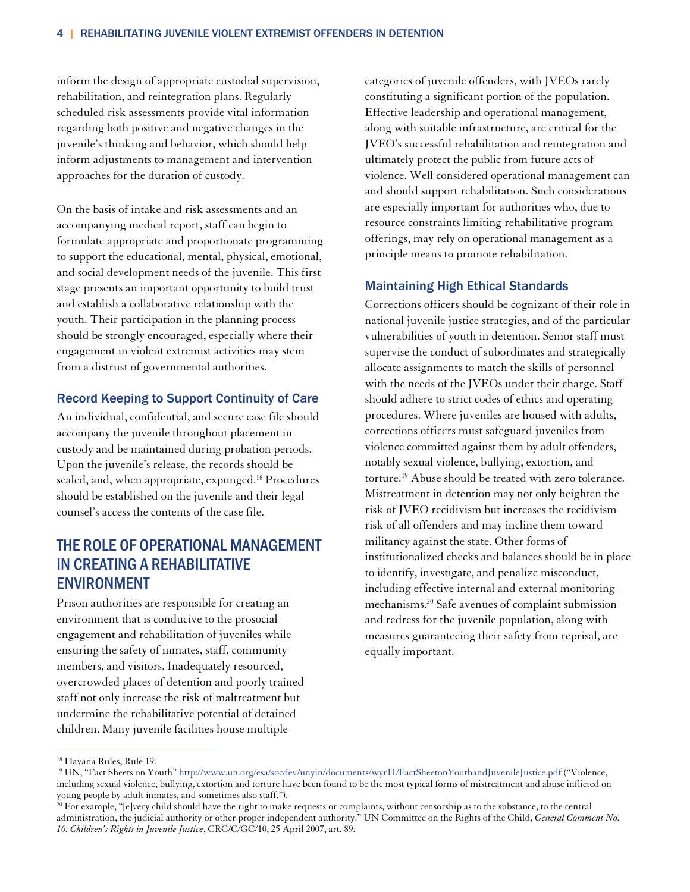inform the design of appropriate custodial supervision, rehabilitation, and reintegration plans. Regularly scheduled risk assessments provide vital information regarding both positive and negative changes in the juvenile's thinking and behavior, which should help inform adjustments to management and intervention approaches for the duration of custody.

On the basis of intake and risk assessments and an accompanying medical report, staff can begin to formulate appropriate and proportionate programming to support the educational, mental, physical, emotional, and social development needs of the juvenile. This first stage presents an important opportunity to build trust and establish a collaborative relationship with the youth. Their participation in the planning process should be strongly encouraged, especially where their engagement in violent extremist activities may stem from a distrust of governmental authorities.

### Record Keeping to Support Continuity of Care

An individual, confidential, and secure case file should accompany the juvenile throughout placement in custody and be maintained during probation periods. Upon the juvenile's release, the records should be sealed, and, when appropriate, expunged.[18] Procedures should be established on the juvenile and their legal counsel's access the contents of the case file.

## THE ROLE OF OPERATIONAL MANAGEMENT IN CREATING A REHABILITATIVE ENVIRONMENT

Prison authorities are responsible for creating an environment that is conducive to the prosocial engagement and rehabilitation of juveniles while ensuring the safety of inmates, staff, community members, and visitors. Inadequately resourced, overcrowded places of detention and poorly trained staff not only increase the risk of maltreatment but undermine the rehabilitative potential of detained children. Many juvenile facilities house multiple categories of juvenile offenders, with JVEOs rarely constituting a significant portion of the population. Effective leadership and operational management, along with suitable infrastructure, are critical for the JVEO's successful rehabilitation and reintegration and ultimately protect the public from future acts of violence. Well considered operational management can and should support rehabilitation. Such considerations are especially important for authorities who, due to resource constraints limiting rehabilitative program offerings, may rely on operational management as a principle means to promote rehabilitation.

### Maintaining High Ethical Standards

Corrections officers should be cognizant of their role in national juvenile justice strategies, and of the particular vulnerabilities of youth in detention. Senior staff must supervise the conduct of subordinates and strategically allocate assignments to match the skills of personnel with the needs of the JVEOs under their charge. Staff should adhere to strict codes of ethics and operating procedures. Where juveniles are housed with adults, corrections officers must safeguard juveniles from violence committed against them by adult offenders, notably sexual violence, bullying, extortion, and torture.[19] Abuse should be treated with zero tolerance. Mistreatment in detention may not only heighten the risk of JVEO recidivism but increases the recidivism risk of all offenders and may incline them toward militancy against the state. Other forms of institutionalized checks and balances should be in place to identify, investigate, and penalize misconduct, including effective internal and external monitoring mechanisms.[20] Safe avenues of complaint submission and redress for the juvenile population, along with measures guaranteeing their safety from reprisal, are equally important.

---

[18] Havana Rules, Rule 19.

[19] UN, "Fact Sheets on Youth" http://www.un.org/esa/socdev/unyin/documents/wyr11/FactSheetonYouthandJuvenileJustice.pdf ("Violence, including sexual violence, bullying, extortion and torture have been found to be the most typical forms of mistreatment and abuse inflicted on young people by adult inmates, and sometimes also staff.").

[20] For example, "[e]very child should have the right to make requests or complaints, without censorship as to the substance, to the central administration, the judicial authority or other proper independent authority." UN Committee on the Rights of the Child, *General Comment No. 10: Children's Rights in Juvenile Justice*, CRC/C/GC/10, 25 April 2007, art. 89.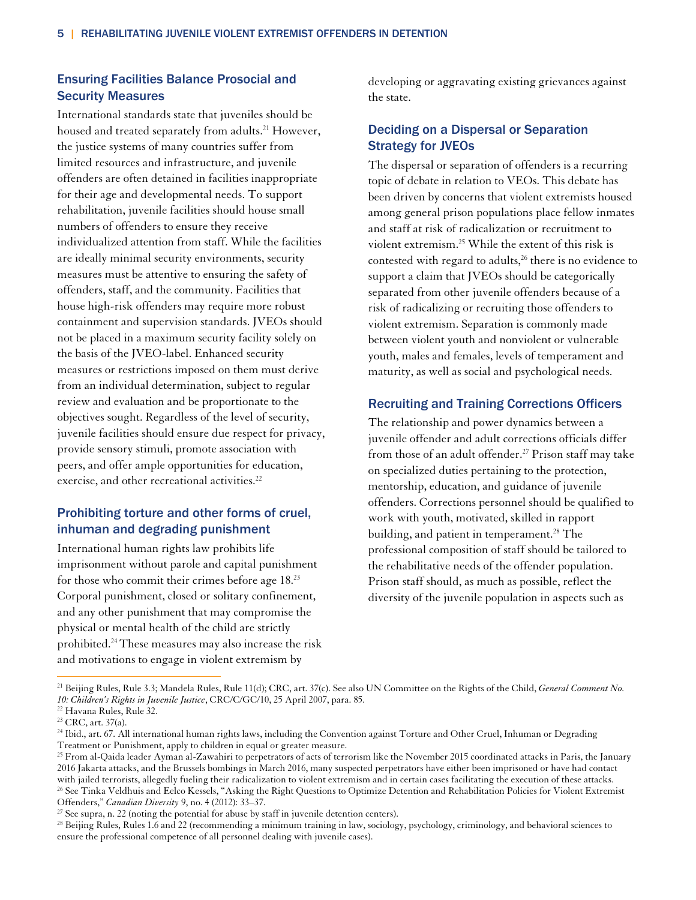## Ensuring Facilities Balance Prosocial and Security Measures

International standards state that juveniles should be housed and treated separately from adults.[21] However, the justice systems of many countries suffer from limited resources and infrastructure, and juvenile offenders are often detained in facilities inappropriate for their age and developmental needs. To support rehabilitation, juvenile facilities should house small numbers of offenders to ensure they receive individualized attention from staff. While the facilities are ideally minimal security environments, security measures must be attentive to ensuring the safety of offenders, staff, and the community. Facilities that house high-risk offenders may require more robust containment and supervision standards. JVEOs should not be placed in a maximum security facility solely on the basis of the JVEO-label. Enhanced security measures or restrictions imposed on them must derive from an individual determination, subject to regular review and evaluation and be proportionate to the objectives sought. Regardless of the level of security, juvenile facilities should ensure due respect for privacy, provide sensory stimuli, promote association with peers, and offer ample opportunities for education, exercise, and other recreational activities.[22]

## Prohibiting torture and other forms of cruel, inhuman and degrading punishment

International human rights law prohibits life imprisonment without parole and capital punishment for those who commit their crimes before age 18.[23] Corporal punishment, closed or solitary confinement, and any other punishment that may compromise the physical or mental health of the child are strictly prohibited.[24] These measures may also increase the risk and motivations to engage in violent extremism by developing or aggravating existing grievances against the state.

## Deciding on a Dispersal or Separation Strategy for JVEOs

The dispersal or separation of offenders is a recurring topic of debate in relation to VEOs. This debate has been driven by concerns that violent extremists housed among general prison populations place fellow inmates and staff at risk of radicalization or recruitment to violent extremism.[25] While the extent of this risk is contested with regard to adults,[26] there is no evidence to support a claim that JVEOs should be categorically separated from other juvenile offenders because of a risk of radicalizing or recruiting those offenders to violent extremism. Separation is commonly made between violent youth and nonviolent or vulnerable youth, males and females, levels of temperament and maturity, as well as social and psychological needs.

## Recruiting and Training Corrections Officers

The relationship and power dynamics between a juvenile offender and adult corrections officials differ from those of an adult offender.[27] Prison staff may take on specialized duties pertaining to the protection, mentorship, education, and guidance of juvenile offenders. Corrections personnel should be qualified to work with youth, motivated, skilled in rapport building, and patient in temperament.[28] The professional composition of staff should be tailored to the rehabilitative needs of the offender population. Prison staff should, as much as possible, reflect the diversity of the juvenile population in aspects such as

---

[21] Beijing Rules, Rule 3.3; Mandela Rules, Rule 11(d); CRC, art. 37(c). See also UN Committee on the Rights of the Child, *General Comment No. 10: Children's Rights in Juvenile Justice*, CRC/C/GC/10, 25 April 2007, para. 85.

[22] Havana Rules, Rule 32.

[23] CRC, art. 37(a).

[24] Ibid., art. 67. All international human rights laws, including the Convention against Torture and Other Cruel, Inhuman or Degrading Treatment or Punishment, apply to children in equal or greater measure.

[25] From al-Qaida leader Ayman al-Zawahiri to perpetrators of acts of terrorism like the November 2015 coordinated attacks in Paris, the January 2016 Jakarta attacks, and the Brussels bombings in March 2016, many suspected perpetrators have either been imprisoned or have had contact with jailed terrorists, allegedly fueling their radicalization to violent extremism and in certain cases facilitating the execution of these attacks.

[26] See Tinka Veldhuis and Eelco Kessels, "Asking the Right Questions to Optimize Detention and Rehabilitation Policies for Violent Extremist Offenders," *Canadian Diversity* 9, no. 4 (2012): 33–37.

[27] See supra, n. 22 (noting the potential for abuse by staff in juvenile detention centers).

[28] Beijing Rules, Rules 1.6 and 22 (recommending a minimum training in law, sociology, psychology, criminology, and behavioral sciences to ensure the professional competence of all personnel dealing with juvenile cases).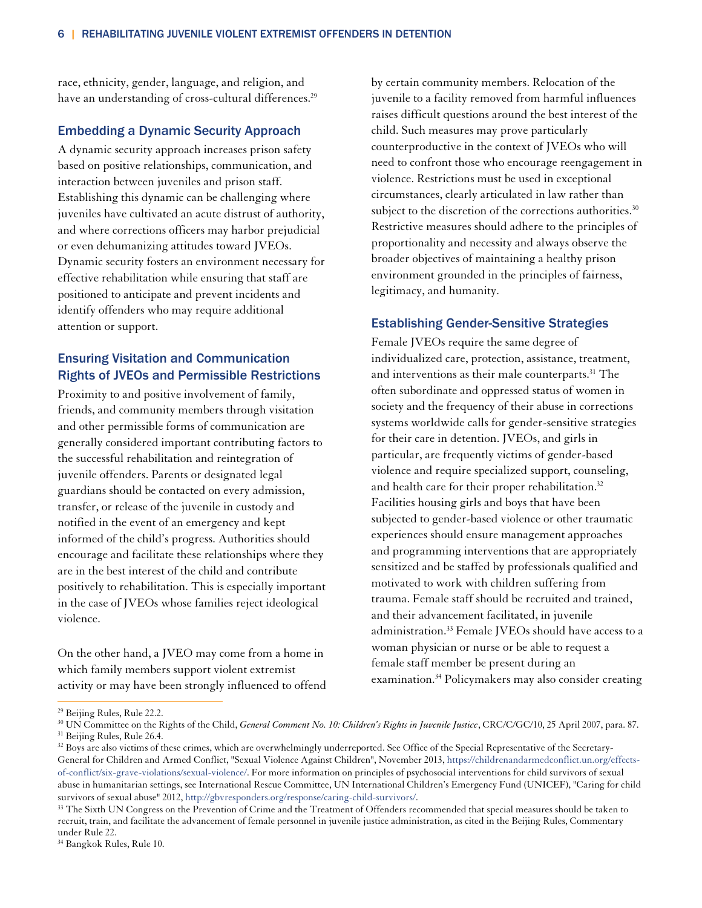race, ethnicity, gender, language, and religion, and have an understanding of cross-cultural differences.[29]

## Embedding a Dynamic Security Approach

A dynamic security approach increases prison safety based on positive relationships, communication, and interaction between juveniles and prison staff. Establishing this dynamic can be challenging where juveniles have cultivated an acute distrust of authority, and where corrections officers may harbor prejudicial or even dehumanizing attitudes toward JVEOs. Dynamic security fosters an environment necessary for effective rehabilitation while ensuring that staff are positioned to anticipate and prevent incidents and identify offenders who may require additional attention or support.

## Ensuring Visitation and Communication Rights of JVEOs and Permissible Restrictions

Proximity to and positive involvement of family, friends, and community members through visitation and other permissible forms of communication are generally considered important contributing factors to the successful rehabilitation and reintegration of juvenile offenders. Parents or designated legal guardians should be contacted on every admission, transfer, or release of the juvenile in custody and notified in the event of an emergency and kept informed of the child's progress. Authorities should encourage and facilitate these relationships where they are in the best interest of the child and contribute positively to rehabilitation. This is especially important in the case of JVEOs whose families reject ideological violence.

On the other hand, a JVEO may come from a home in which family members support violent extremist activity or may have been strongly influenced to offend by certain community members. Relocation of the juvenile to a facility removed from harmful influences raises difficult questions around the best interest of the child. Such measures may prove particularly counterproductive in the context of JVEOs who will need to confront those who encourage reengagement in violence. Restrictions must be used in exceptional circumstances, clearly articulated in law rather than subject to the discretion of the corrections authorities.[30] Restrictive measures should adhere to the principles of proportionality and necessity and always observe the broader objectives of maintaining a healthy prison environment grounded in the principles of fairness, legitimacy, and humanity.

## Establishing Gender-Sensitive Strategies

Female JVEOs require the same degree of individualized care, protection, assistance, treatment, and interventions as their male counterparts.[31] The often subordinate and oppressed status of women in society and the frequency of their abuse in corrections systems worldwide calls for gender-sensitive strategies for their care in detention. JVEOs, and girls in particular, are frequently victims of gender-based violence and require specialized support, counseling, and health care for their proper rehabilitation.[32] Facilities housing girls and boys that have been subjected to gender-based violence or other traumatic experiences should ensure management approaches and programming interventions that are appropriately sensitized and be staffed by professionals qualified and motivated to work with children suffering from trauma. Female staff should be recruited and trained, and their advancement facilitated, in juvenile administration.[33] Female JVEOs should have access to a woman physician or nurse or be able to request a female staff member be present during an examination.[34] Policymakers may also consider creating

---

[29] Beijing Rules, Rule 22.2.

[30] UN Committee on the Rights of the Child, *General Comment No. 10: Children's Rights in Juvenile Justice*, CRC/C/GC/10, 25 April 2007, para. 87.

[31] Beijing Rules, Rule 26.4.

[32] Boys are also victims of these crimes, which are overwhelmingly underreported. See Office of the Special Representative of the Secretary-General for Children and Armed Conflict, "Sexual Violence Against Children", November 2013, https://childrenandarmedconflict.un.org/effects-of-conflict/six-grave-violations/sexual-violence/. For more information on principles of psychosocial interventions for child survivors of sexual abuse in humanitarian settings, see International Rescue Committee, UN International Children's Emergency Fund (UNICEF), "Caring for child survivors of sexual abuse" 2012, http://gbvresponders.org/response/caring-child-survivors/.

[33] The Sixth UN Congress on the Prevention of Crime and the Treatment of Offenders recommended that special measures should be taken to recruit, train, and facilitate the advancement of female personnel in juvenile justice administration, as cited in the Beijing Rules, Commentary under Rule 22.

[34] Bangkok Rules, Rule 10.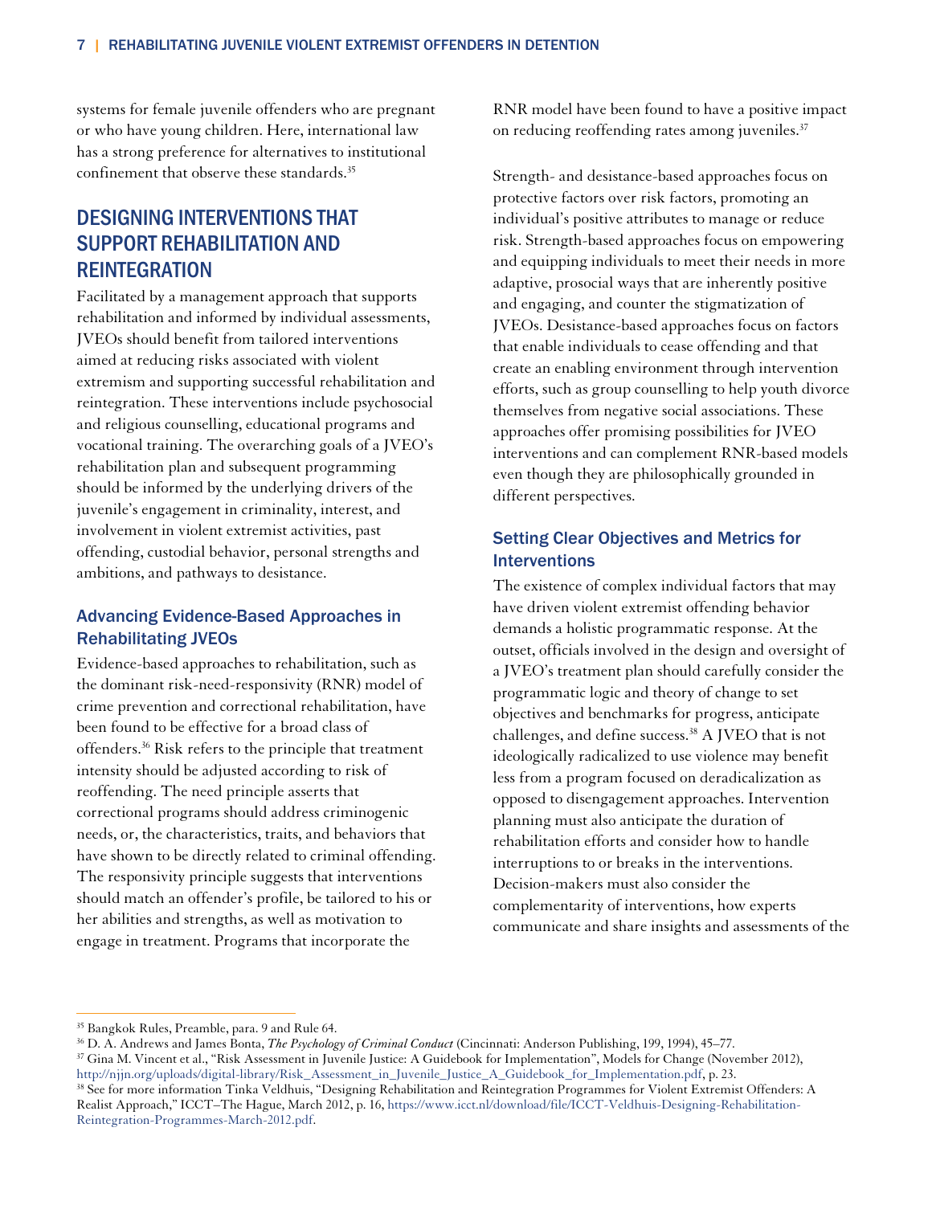systems for female juvenile offenders who are pregnant or who have young children. Here, international law has a strong preference for alternatives to institutional confinement that observe these standards.[35]

## DESIGNING INTERVENTIONS THAT SUPPORT REHABILITATION AND REINTEGRATION

Facilitated by a management approach that supports rehabilitation and informed by individual assessments, JVEOs should benefit from tailored interventions aimed at reducing risks associated with violent extremism and supporting successful rehabilitation and reintegration. These interventions include psychosocial and religious counselling, educational programs and vocational training. The overarching goals of a JVEO's rehabilitation plan and subsequent programming should be informed by the underlying drivers of the juvenile's engagement in criminality, interest, and involvement in violent extremist activities, past offending, custodial behavior, personal strengths and ambitions, and pathways to desistance.

### Advancing Evidence-Based Approaches in Rehabilitating JVEOs

Evidence-based approaches to rehabilitation, such as the dominant risk-need-responsivity (RNR) model of crime prevention and correctional rehabilitation, have been found to be effective for a broad class of offenders.[36] Risk refers to the principle that treatment intensity should be adjusted according to risk of reoffending. The need principle asserts that correctional programs should address criminogenic needs, or, the characteristics, traits, and behaviors that have shown to be directly related to criminal offending. The responsivity principle suggests that interventions should match an offender's profile, be tailored to his or her abilities and strengths, as well as motivation to engage in treatment. Programs that incorporate the RNR model have been found to have a positive impact on reducing reoffending rates among juveniles.[37]

Strength- and desistance-based approaches focus on protective factors over risk factors, promoting an individual's positive attributes to manage or reduce risk. Strength-based approaches focus on empowering and equipping individuals to meet their needs in more adaptive, prosocial ways that are inherently positive and engaging, and counter the stigmatization of JVEOs. Desistance-based approaches focus on factors that enable individuals to cease offending and that create an enabling environment through intervention efforts, such as group counselling to help youth divorce themselves from negative social associations. These approaches offer promising possibilities for JVEO interventions and can complement RNR-based models even though they are philosophically grounded in different perspectives.

### Setting Clear Objectives and Metrics for Interventions

The existence of complex individual factors that may have driven violent extremist offending behavior demands a holistic programmatic response. At the outset, officials involved in the design and oversight of a JVEO's treatment plan should carefully consider the programmatic logic and theory of change to set objectives and benchmarks for progress, anticipate challenges, and define success.[38] A JVEO that is not ideologically radicalized to use violence may benefit less from a program focused on deradicalization as opposed to disengagement approaches. Intervention planning must also anticipate the duration of rehabilitation efforts and consider how to handle interruptions to or breaks in the interventions. Decision-makers must also consider the complementarity of interventions, how experts communicate and share insights and assessments of the

---

[35] Bangkok Rules, Preamble, para. 9 and Rule 64.

[36] D. A. Andrews and James Bonta, *The Psychology of Criminal Conduct* (Cincinnati: Anderson Publishing, 199, 1994), 45–77.

[37] Gina M. Vincent et al., "Risk Assessment in Juvenile Justice: A Guidebook for Implementation", Models for Change (November 2012), http://njjn.org/uploads/digital-library/Risk_Assessment_in_Juvenile_Justice_A_Guidebook_for_Implementation.pdf, p. 23.

[38] See for more information Tinka Veldhuis, "Designing Rehabilitation and Reintegration Programmes for Violent Extremist Offenders: A Realist Approach," ICCT–The Hague, March 2012, p. 16, https://www.icct.nl/download/file/ICCT-Veldhuis-Designing-Rehabilitation-Reintegration-Programmes-March-2012.pdf.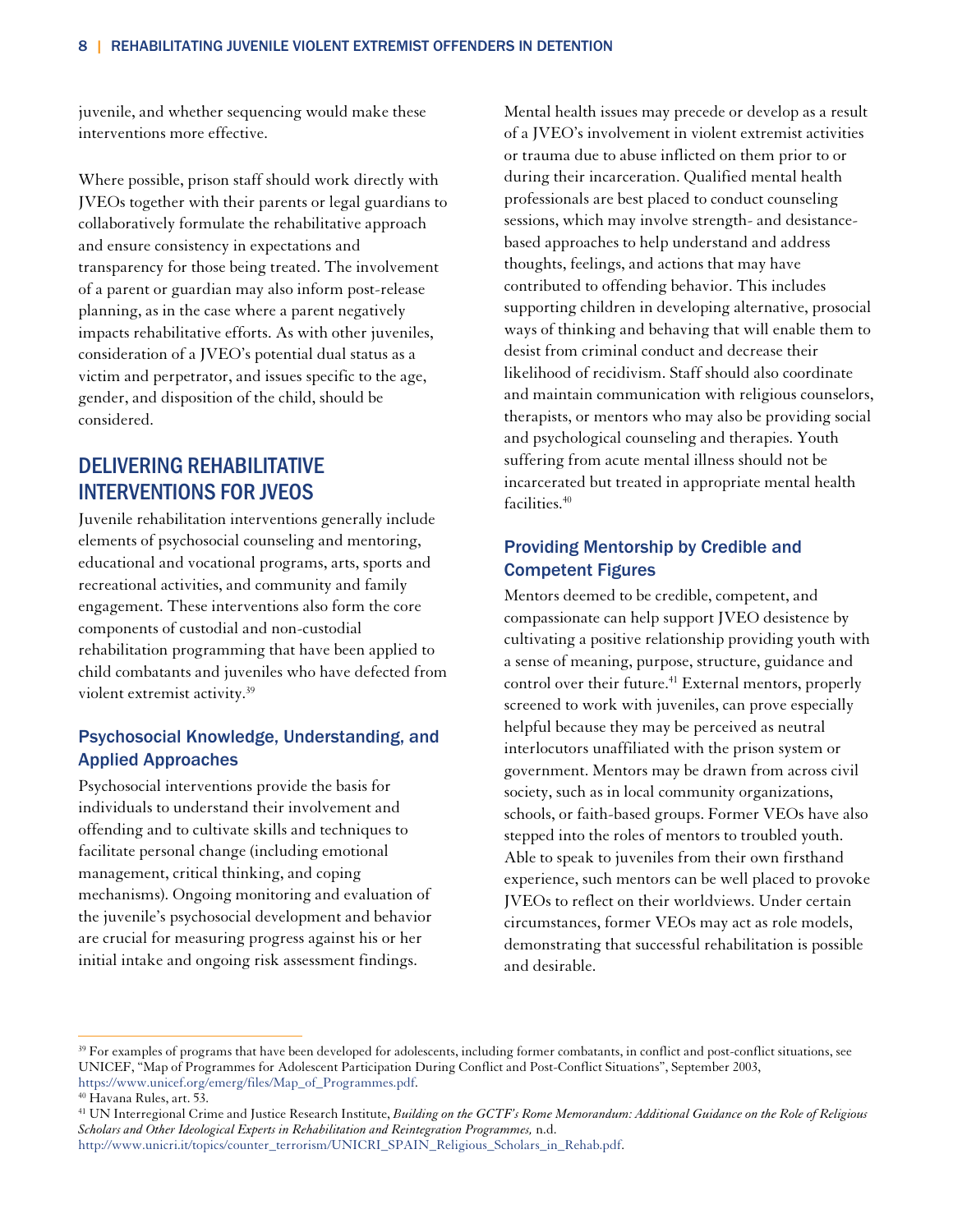juvenile, and whether sequencing would make these interventions more effective.

Where possible, prison staff should work directly with JVEOs together with their parents or legal guardians to collaboratively formulate the rehabilitative approach and ensure consistency in expectations and transparency for those being treated. The involvement of a parent or guardian may also inform post-release planning, as in the case where a parent negatively impacts rehabilitative efforts. As with other juveniles, consideration of a JVEO's potential dual status as a victim and perpetrator, and issues specific to the age, gender, and disposition of the child, should be considered.

## DELIVERING REHABILITATIVE INTERVENTIONS FOR JVEOS

Juvenile rehabilitation interventions generally include elements of psychosocial counseling and mentoring, educational and vocational programs, arts, sports and recreational activities, and community and family engagement. These interventions also form the core components of custodial and non-custodial rehabilitation programming that have been applied to child combatants and juveniles who have defected from violent extremist activity.[39]

### Psychosocial Knowledge, Understanding, and Applied Approaches

Psychosocial interventions provide the basis for individuals to understand their involvement and offending and to cultivate skills and techniques to facilitate personal change (including emotional management, critical thinking, and coping mechanisms). Ongoing monitoring and evaluation of the juvenile's psychosocial development and behavior are crucial for measuring progress against his or her initial intake and ongoing risk assessment findings.

Mental health issues may precede or develop as a result of a JVEO's involvement in violent extremist activities or trauma due to abuse inflicted on them prior to or during their incarceration. Qualified mental health professionals are best placed to conduct counseling sessions, which may involve strength- and desistance-based approaches to help understand and address thoughts, feelings, and actions that may have contributed to offending behavior. This includes supporting children in developing alternative, prosocial ways of thinking and behaving that will enable them to desist from criminal conduct and decrease their likelihood of recidivism. Staff should also coordinate and maintain communication with religious counselors, therapists, or mentors who may also be providing social and psychological counseling and therapies. Youth suffering from acute mental illness should not be incarcerated but treated in appropriate mental health facilities.[40]

### Providing Mentorship by Credible and Competent Figures

Mentors deemed to be credible, competent, and compassionate can help support JVEO desistence by cultivating a positive relationship providing youth with a sense of meaning, purpose, structure, guidance and control over their future.[41] External mentors, properly screened to work with juveniles, can prove especially helpful because they may be perceived as neutral interlocutors unaffiliated with the prison system or government. Mentors may be drawn from across civil society, such as in local community organizations, schools, or faith-based groups. Former VEOs have also stepped into the roles of mentors to troubled youth. Able to speak to juveniles from their own firsthand experience, such mentors can be well placed to provoke JVEOs to reflect on their worldviews. Under certain circumstances, former VEOs may act as role models, demonstrating that successful rehabilitation is possible and desirable.

---

[39] For examples of programs that have been developed for adolescents, including former combatants, in conflict and post-conflict situations, see UNICEF, "Map of Programmes for Adolescent Participation During Conflict and Post-Conflict Situations", September 2003, https://www.unicef.org/emerg/files/Map_of_Programmes.pdf.

[40] Havana Rules, art. 53.

[41] UN Interregional Crime and Justice Research Institute, *Building on the GCTF's Rome Memorandum: Additional Guidance on the Role of Religious Scholars and Other Ideological Experts in Rehabilitation and Reintegration Programmes,* n.d. http://www.unicri.it/topics/counter_terrorism/UNICRI_SPAIN_Religious_Scholars_in_Rehab.pdf.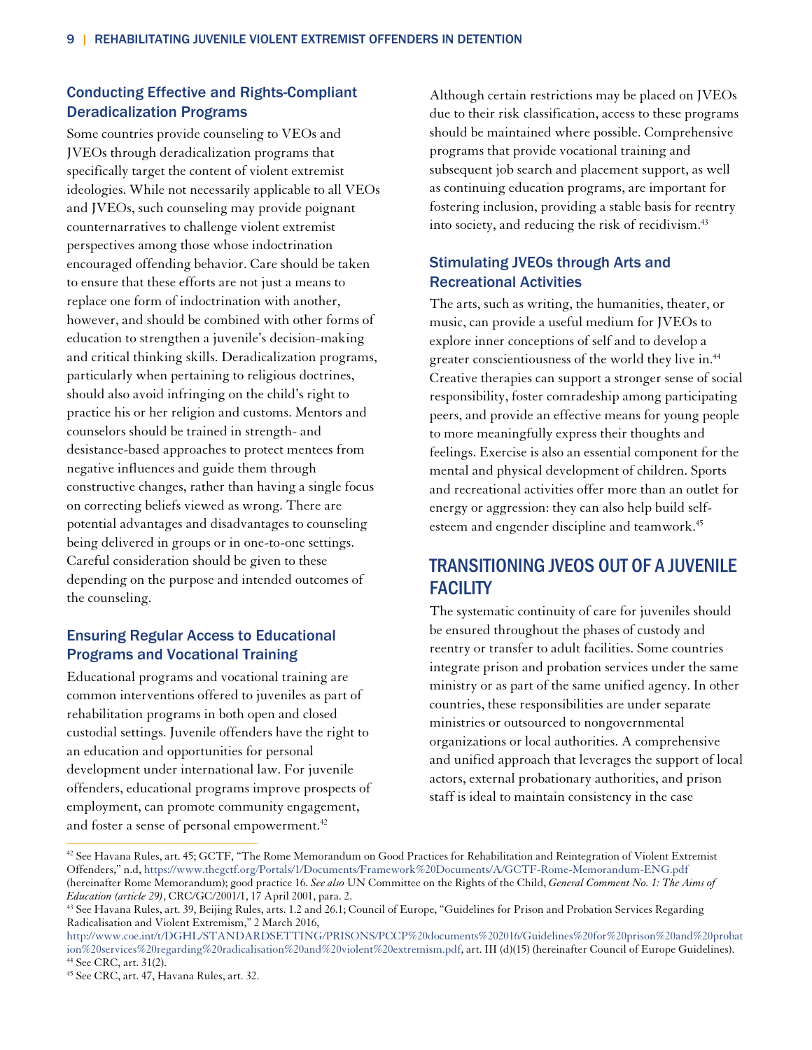### Conducting Effective and Rights-Compliant Deradicalization Programs

Some countries provide counseling to VEOs and JVEOs through deradicalization programs that specifically target the content of violent extremist ideologies. While not necessarily applicable to all VEOs and JVEOs, such counseling may provide poignant counternarratives to challenge violent extremist perspectives among those whose indoctrination encouraged offending behavior. Care should be taken to ensure that these efforts are not just a means to replace one form of indoctrination with another, however, and should be combined with other forms of education to strengthen a juvenile's decision-making and critical thinking skills. Deradicalization programs, particularly when pertaining to religious doctrines, should also avoid infringing on the child's right to practice his or her religion and customs. Mentors and counselors should be trained in strength- and desistance-based approaches to protect mentees from negative influences and guide them through constructive changes, rather than having a single focus on correcting beliefs viewed as wrong. There are potential advantages and disadvantages to counseling being delivered in groups or in one-to-one settings. Careful consideration should be given to these depending on the purpose and intended outcomes of the counseling.

### Ensuring Regular Access to Educational Programs and Vocational Training

Educational programs and vocational training are common interventions offered to juveniles as part of rehabilitation programs in both open and closed custodial settings. Juvenile offenders have the right to an education and opportunities for personal development under international law. For juvenile offenders, educational programs improve prospects of employment, can promote community engagement, and foster a sense of personal empowerment.[42]

Although certain restrictions may be placed on JVEOs due to their risk classification, access to these programs should be maintained where possible. Comprehensive programs that provide vocational training and subsequent job search and placement support, as well as continuing education programs, are important for fostering inclusion, providing a stable basis for reentry into society, and reducing the risk of recidivism.[43]

### Stimulating JVEOs through Arts and Recreational Activities

The arts, such as writing, the humanities, theater, or music, can provide a useful medium for JVEOs to explore inner conceptions of self and to develop a greater conscientiousness of the world they live in.[44] Creative therapies can support a stronger sense of social responsibility, foster comradeship among participating peers, and provide an effective means for young people to more meaningfully express their thoughts and feelings. Exercise is also an essential component for the mental and physical development of children. Sports and recreational activities offer more than an outlet for energy or aggression: they can also help build self-esteem and engender discipline and teamwork.[45]

## TRANSITIONING JVEOS OUT OF A JUVENILE FACILITY

The systematic continuity of care for juveniles should be ensured throughout the phases of custody and reentry or transfer to adult facilities. Some countries integrate prison and probation services under the same ministry or as part of the same unified agency. In other countries, these responsibilities are under separate ministries or outsourced to nongovernmental organizations or local authorities. A comprehensive and unified approach that leverages the support of local actors, external probationary authorities, and prison staff is ideal to maintain consistency in the case

---

[42] See Havana Rules, art. 45; GCTF, "The Rome Memorandum on Good Practices for Rehabilitation and Reintegration of Violent Extremist Offenders," n.d, https://www.thegctf.org/Portals/1/Documents/Framework%20Documents/A/GCTF-Rome-Memorandum-ENG.pdf (hereinafter Rome Memorandum); good practice 16. *See also* UN Committee on the Rights of the Child, *General Comment No. 1: The Aims of Education (article 29)*, CRC/GC/2001/1, 17 April 2001, para. 2.

[43] See Havana Rules, art. 39, Beijing Rules, arts. 1.2 and 26.1; Council of Europe, "Guidelines for Prison and Probation Services Regarding Radicalisation and Violent Extremism," 2 March 2016, http://www.coe.int/t/DGHL/STANDARDSETTING/PRISONS/PCCP%20documents%202016/Guidelines%20for%20prison%20and%20probation%20services%20regarding%20radicalisation%20and%20violent%20extremism.pdf, art. III (d)(15) (hereinafter Council of Europe Guidelines).

[44] See CRC, art. 31(2).

[45] See CRC, art. 47, Havana Rules, art. 32.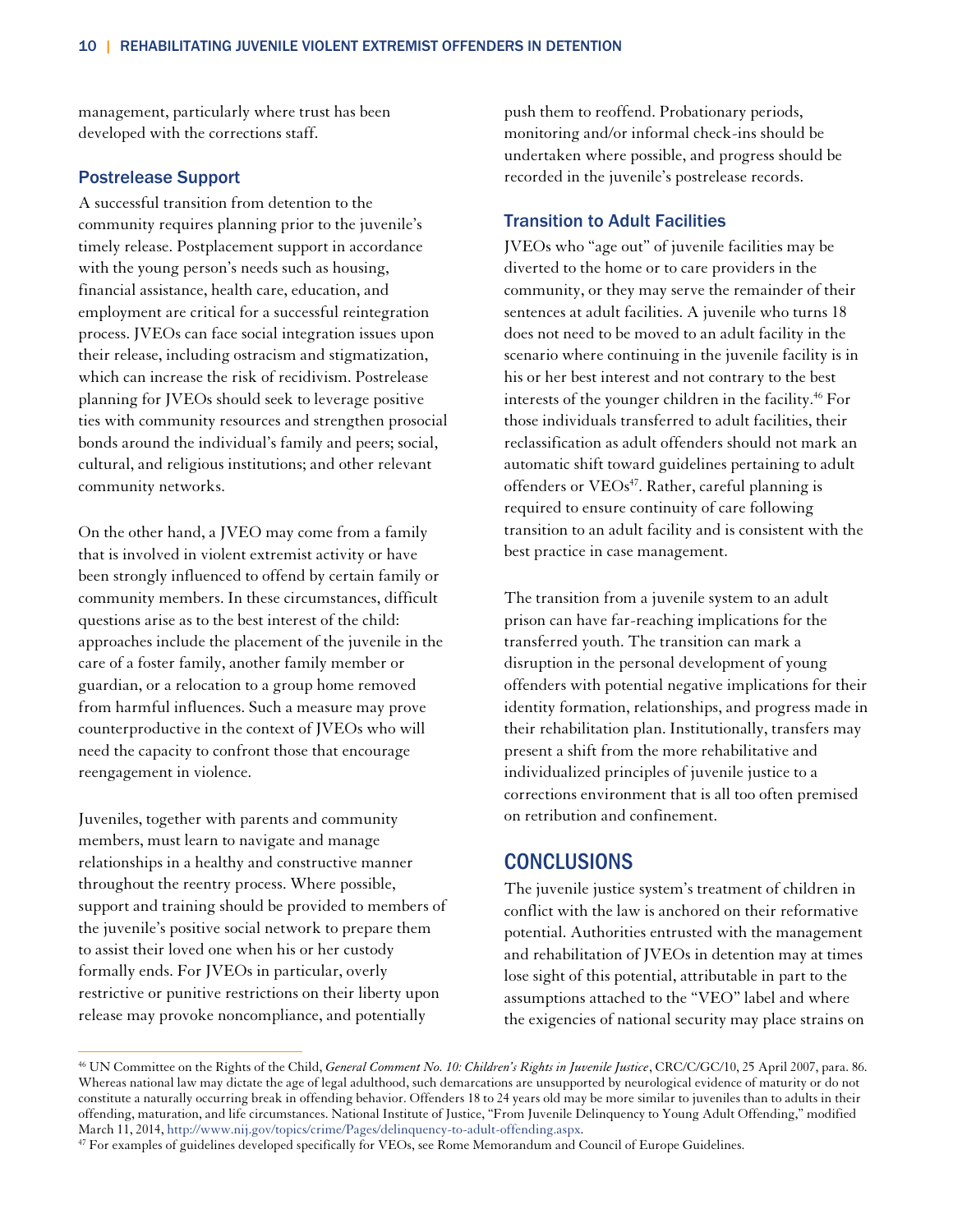management, particularly where trust has been developed with the corrections staff.

### Postrelease Support

A successful transition from detention to the community requires planning prior to the juvenile's timely release. Postplacement support in accordance with the young person's needs such as housing, financial assistance, health care, education, and employment are critical for a successful reintegration process. JVEOs can face social integration issues upon their release, including ostracism and stigmatization, which can increase the risk of recidivism. Postrelease planning for JVEOs should seek to leverage positive ties with community resources and strengthen prosocial bonds around the individual's family and peers; social, cultural, and religious institutions; and other relevant community networks.

On the other hand, a JVEO may come from a family that is involved in violent extremist activity or have been strongly influenced to offend by certain family or community members. In these circumstances, difficult questions arise as to the best interest of the child: approaches include the placement of the juvenile in the care of a foster family, another family member or guardian, or a relocation to a group home removed from harmful influences. Such a measure may prove counterproductive in the context of JVEOs who will need the capacity to confront those that encourage reengagement in violence.

Juveniles, together with parents and community members, must learn to navigate and manage relationships in a healthy and constructive manner throughout the reentry process. Where possible, support and training should be provided to members of the juvenile's positive social network to prepare them to assist their loved one when his or her custody formally ends. For JVEOs in particular, overly restrictive or punitive restrictions on their liberty upon release may provoke noncompliance, and potentially push them to reoffend. Probationary periods, monitoring and/or informal check-ins should be undertaken where possible, and progress should be recorded in the juvenile's postrelease records.

### Transition to Adult Facilities

JVEOs who "age out" of juvenile facilities may be diverted to the home or to care providers in the community, or they may serve the remainder of their sentences at adult facilities. A juvenile who turns 18 does not need to be moved to an adult facility in the scenario where continuing in the juvenile facility is in his or her best interest and not contrary to the best interests of the younger children in the facility.[46] For those individuals transferred to adult facilities, their reclassification as adult offenders should not mark an automatic shift toward guidelines pertaining to adult offenders or VEOs[47]. Rather, careful planning is required to ensure continuity of care following transition to an adult facility and is consistent with the best practice in case management.

The transition from a juvenile system to an adult prison can have far-reaching implications for the transferred youth. The transition can mark a disruption in the personal development of young offenders with potential negative implications for their identity formation, relationships, and progress made in their rehabilitation plan. Institutionally, transfers may present a shift from the more rehabilitative and individualized principles of juvenile justice to a corrections environment that is all too often premised on retribution and confinement.

## CONCLUSIONS

The juvenile justice system's treatment of children in conflict with the law is anchored on their reformative potential. Authorities entrusted with the management and rehabilitation of JVEOs in detention may at times lose sight of this potential, attributable in part to the assumptions attached to the "VEO" label and where the exigencies of national security may place strains on

---

[46] UN Committee on the Rights of the Child, *General Comment No. 10: Children's Rights in Juvenile Justice*, CRC/C/GC/10, 25 April 2007, para. 86. Whereas national law may dictate the age of legal adulthood, such demarcations are unsupported by neurological evidence of maturity or do not constitute a naturally occurring break in offending behavior. Offenders 18 to 24 years old may be more similar to juveniles than to adults in their offending, maturation, and life circumstances. National Institute of Justice, "From Juvenile Delinquency to Young Adult Offending," modified March 11, 2014, http://www.nij.gov/topics/crime/Pages/delinquency-to-adult-offending.aspx.

[47] For examples of guidelines developed specifically for VEOs, see Rome Memorandum and Council of Europe Guidelines.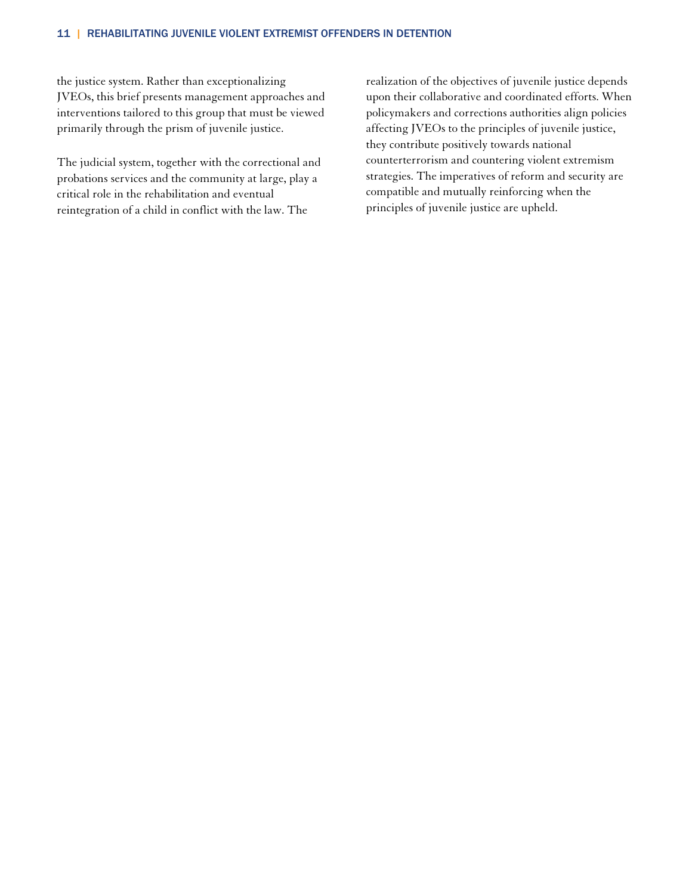the justice system. Rather than exceptionalizing JVEOs, this brief presents management approaches and interventions tailored to this group that must be viewed primarily through the prism of juvenile justice.

The judicial system, together with the correctional and probations services and the community at large, play a critical role in the rehabilitation and eventual reintegration of a child in conflict with the law. The realization of the objectives of juvenile justice depends upon their collaborative and coordinated efforts. When policymakers and corrections authorities align policies affecting JVEOs to the principles of juvenile justice, they contribute positively towards national counterterrorism and countering violent extremism strategies. The imperatives of reform and security are compatible and mutually reinforcing when the principles of juvenile justice are upheld.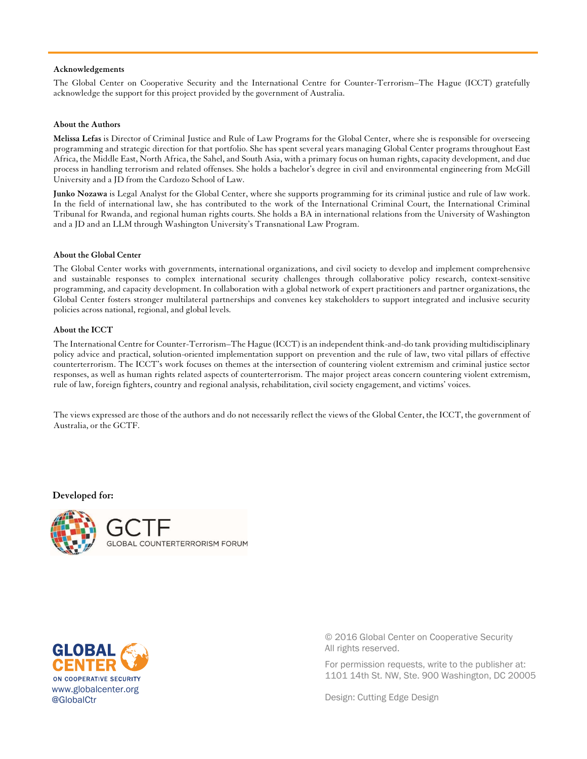### Acknowledgements

The Global Center on Cooperative Security and the International Centre for Counter-Terrorism–The Hague (ICCT) gratefully acknowledge the support for this project provided by the government of Australia.

### About the Authors

**Melissa Lefas** is Director of Criminal Justice and Rule of Law Programs for the Global Center, where she is responsible for overseeing programming and strategic direction for that portfolio. She has spent several years managing Global Center programs throughout East Africa, the Middle East, North Africa, the Sahel, and South Asia, with a primary focus on human rights, capacity development, and due process in handling terrorism and related offenses. She holds a bachelor's degree in civil and environmental engineering from McGill University and a JD from the Cardozo School of Law.

**Junko Nozawa** is Legal Analyst for the Global Center, where she supports programming for its criminal justice and rule of law work. In the field of international law, she has contributed to the work of the International Criminal Court, the International Criminal Tribunal for Rwanda, and regional human rights courts. She holds a BA in international relations from the University of Washington and a JD and an LLM through Washington University's Transnational Law Program.

### About the Global Center

The Global Center works with governments, international organizations, and civil society to develop and implement comprehensive and sustainable responses to complex international security challenges through collaborative policy research, context-sensitive programming, and capacity development. In collaboration with a global network of expert practitioners and partner organizations, the Global Center fosters stronger multilateral partnerships and convenes key stakeholders to support integrated and inclusive security policies across national, regional, and global levels.

### About the ICCT

The International Centre for Counter-Terrorism–The Hague (ICCT) is an independent think-and-do tank providing multidisciplinary policy advice and practical, solution-oriented implementation support on prevention and the rule of law, two vital pillars of effective counterterrorism. The ICCT's work focuses on themes at the intersection of countering violent extremism and criminal justice sector responses, as well as human rights related aspects of counterterrorism. The major project areas concern countering violent extremism, rule of law, foreign fighters, country and regional analysis, rehabilitation, civil society engagement, and victims' voices.

The views expressed are those of the authors and do not necessarily reflect the views of the Global Center, the ICCT, the government of Australia, or the GCTF.

**Developed for:**

GCTF
GLOBAL COUNTERTERRORISM FORUM

GLOBAL CENTER
ON COOPERATIVE SECURITY
www.globalcenter.org
@GlobalCtr

© 2016 Global Center on Cooperative Security
All rights reserved.

For permission requests, write to the publisher at:
1101 14th St. NW, Ste. 900 Washington, DC 20005

Design: Cutting Edge Design